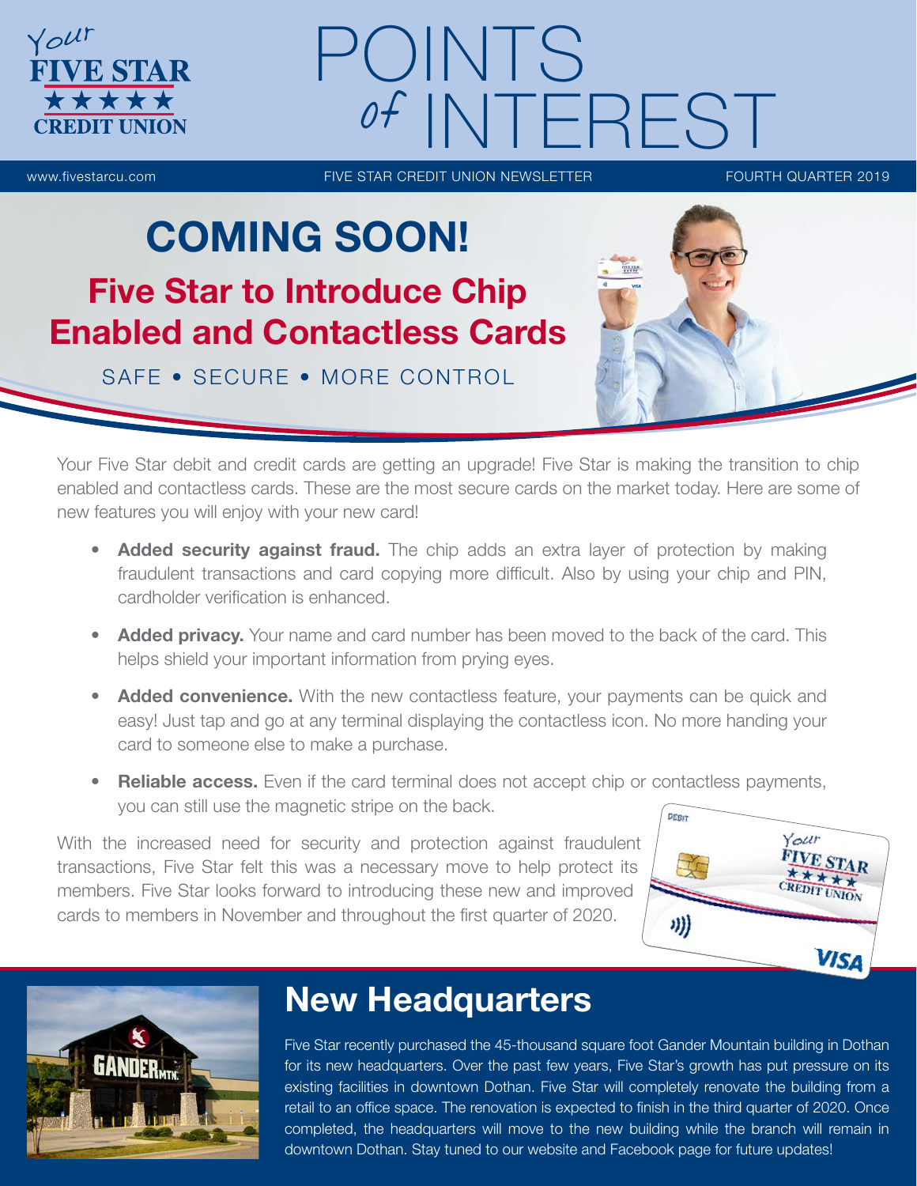# POINTS of INTEREST

www.fivestarcu.com FIVE STAR CREDIT UNION NEWSLETTER FOURTH QUARTER 2019

## COMING SOON!

### Five Star to Introduce Chip Enabled and Contactless Cards

SAFE • SECURE • MORE CONTROL

Your Five Star debit and credit cards are getting an upgrade! Five Star is making the transition to chip enabled and contactless cards. These are the most secure cards on the market today. Here are some of new features you will enjoy with your new card!

- **Added security against fraud.** The chip adds an extra layer of protection by making fraudulent transactions and card copying more difficult. Also by using your chip and PIN, cardholder verification is enhanced.
- **Added privacy.** Your name and card number has been moved to the back of the card. This helps shield your important information from prying eyes.
- **Added convenience.** With the new contactless feature, your payments can be quick and easy! Just tap and go at any terminal displaying the contactless icon. No more handing your card to someone else to make a purchase.
- **Reliable access.** Even if the card terminal does not accept chip or contactless payments, you can still use the magnetic stripe on the back.

With the increased need for security and protection against fraudulent transactions, Five Star felt this was a necessary move to help protect its members. Five Star looks forward to introducing these new and improved cards to members in November and throughout the first quarter of 2020.

## New Headquarters

Five Star recently purchased the 45-thousand square foot Gander Mountain building in Dothan for its new headquarters. Over the past few years, Five Star's growth has put pressure on its existing facilities in downtown Dothan. Five Star will completely renovate the building from a retail to an office space. The renovation is expected to finish in the third quarter of 2020. Once completed, the headquarters will move to the new building while the branch will remain in downtown Dothan. Stay tuned to our website and Facebook page for future updates!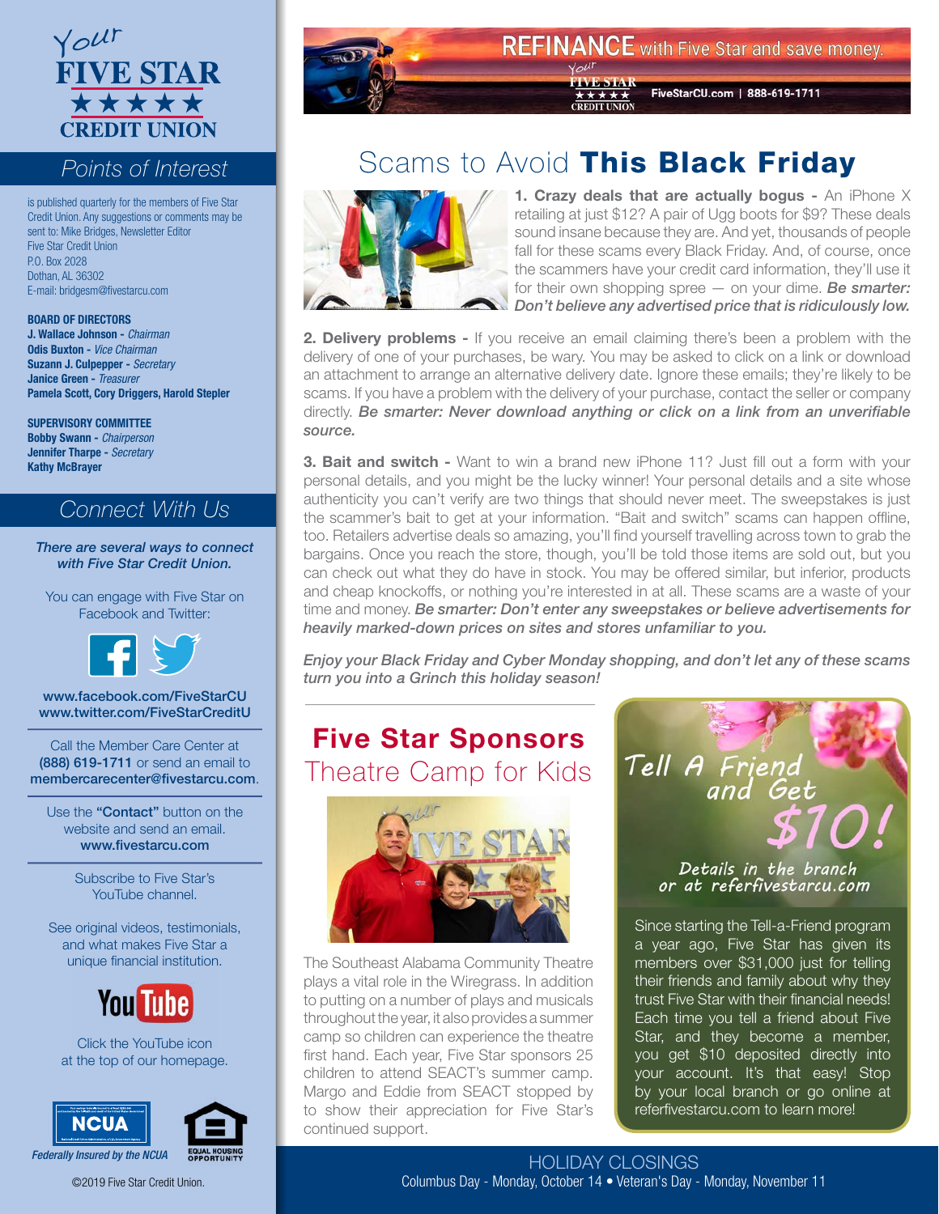# Your FIVE STAR CREDIT UNION

## Points of Interest

is published quarterly for the members of Five Star Credit Union. Any suggestions or comments may be sent to: Mike Bridges, Newsletter Editor
Five Star Credit Union
P.O. Box 2028
Dothan, AL 36302
E-mail: bridgesm@fivestarcu.com

**BOARD OF DIRECTORS**
**J. Wallace Johnson** - *Chairman*
**Odis Buxton** - *Vice Chairman*
**Suzann J. Culpepper** - *Secretary*
**Janice Green** - *Treasurer*
**Pamela Scott, Cory Driggers, Harold Stepler**

**SUPERVISORY COMMITTEE**
**Bobby Swann** - *Chairperson*
**Jennifer Tharpe** - *Secretary*
**Kathy McBrayer**

## Connect With Us

***There are several ways to connect with Five Star Credit Union.***

You can engage with Five Star on Facebook and Twitter:

**www.facebook.com/FiveStarCU**
**www.twitter.com/FiveStarCreditU**

Call the Member Care Center at **(888) 619-1711** or send an email to **membercarecenter@fivestarcu.com**.

Use the **"Contact"** button on the website and send an email. **www.fivestarcu.com**

Subscribe to Five Star's YouTube channel.

See original videos, testimonials, and what makes Five Star a unique financial institution.

Click the YouTube icon at the top of our homepage.

*Federally Insured by the NCUA*

©2019 Five Star Credit Union.

---

**REFINANCE** with Five Star and save money.
FiveStarCU.com | 888-619-1711

# Scams to Avoid **This Black Friday**

**1. Crazy deals that are actually bogus -** An iPhone X retailing at just $12? A pair of Ugg boots for $9? These deals sound insane because they are. And yet, thousands of people fall for these scams every Black Friday. And, of course, once the scammers have your credit card information, they'll use it for their own shopping spree — on your dime. ***Be smarter: Don't believe any advertised price that is ridiculously low.***

**2. Delivery problems -** If you receive an email claiming there's been a problem with the delivery of one of your purchases, be wary. You may be asked to click on a link or download an attachment to arrange an alternative delivery date. Ignore these emails; they're likely to be scams. If you have a problem with the delivery of your purchase, contact the seller or company directly. ***Be smarter: Never download anything or click on a link from an unverifiable source.***

**3. Bait and switch -** Want to win a brand new iPhone 11? Just fill out a form with your personal details, and you might be the lucky winner! Your personal details and a site whose authenticity you can't verify are two things that should never meet. The sweepstakes is just the scammer's bait to get at your information. "Bait and switch" scams can happen offline, too. Retailers advertise deals so amazing, you'll find yourself travelling across town to grab the bargains. Once you reach the store, though, you'll be told those items are sold out, but you can check out what they do have in stock. You may be offered similar, but inferior, products and cheap knockoffs, or nothing you're interested in at all. These scams are a waste of your time and money. ***Be smarter: Don't enter any sweepstakes or believe advertisements for heavily marked-down prices on sites and stores unfamiliar to you.***

***Enjoy your Black Friday and Cyber Monday shopping, and don't let any of these scams turn you into a Grinch this holiday season!***

## Five Star Sponsors Theatre Camp for Kids

The Southeast Alabama Community Theatre plays a vital role in the Wiregrass. In addition to putting on a number of plays and musicals throughout the year, it also provides a summer camp so children can experience the theatre first hand. Each year, Five Star sponsors 25 children to attend SEACT's summer camp. Margo and Eddie from SEACT stopped by to show their appreciation for Five Star's continued support.

## Tell A Friend and Get $10!

Details in the branch or at referfivestarcu.com

Since starting the Tell-a-Friend program a year ago, Five Star has given its members over $31,000 just for telling their friends and family about why they trust Five Star with their financial needs! Each time you tell a friend about Five Star, and they become a member, you get $10 deposited directly into your account. It's that easy! Stop by your local branch or go online at referfivestarcu.com to learn more!

## HOLIDAY CLOSINGS

Columbus Day - Monday, October 14 • Veteran's Day - Monday, November 11